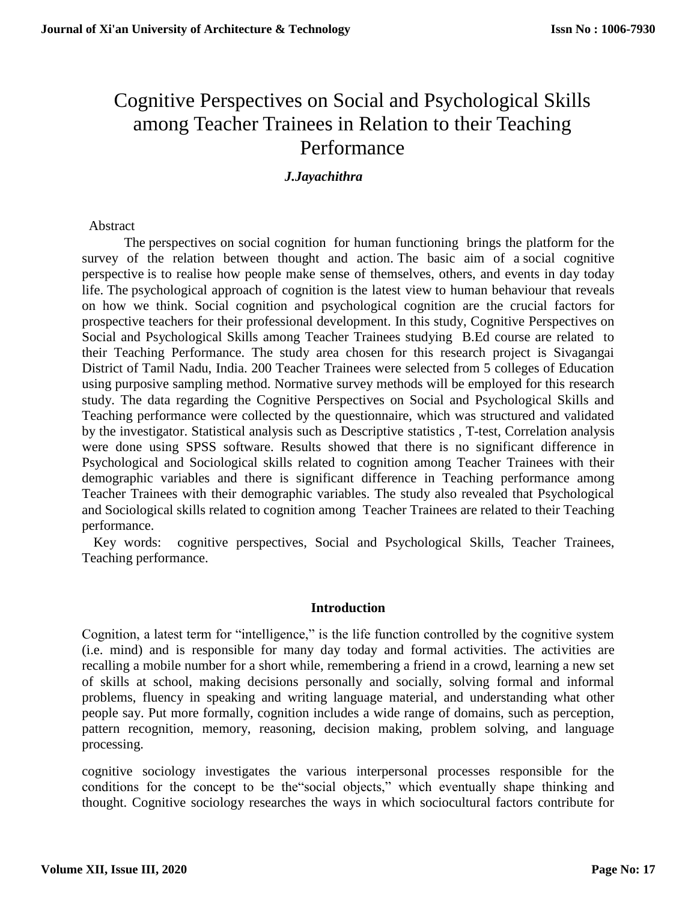# Cognitive Perspectives on Social and Psychological Skills among Teacher Trainees in Relation to their Teaching Performance

***J.Jayachithra***

## Abstract

The perspectives on social cognition for human functioning brings the platform for the survey of the relation between thought and action. The basic aim of a social cognitive perspective is to realise how people make sense of themselves, others, and events in day today life. The psychological approach of cognition is the latest view to human behaviour that reveals on how we think. Social cognition and psychological cognition are the crucial factors for prospective teachers for their professional development. In this study, Cognitive Perspectives on Social and Psychological Skills among Teacher Trainees studying B.Ed course are related to their Teaching Performance. The study area chosen for this research project is Sivagangai District of Tamil Nadu, India. 200 Teacher Trainees were selected from 5 colleges of Education using purposive sampling method. Normative survey methods will be employed for this research study. The data regarding the Cognitive Perspectives on Social and Psychological Skills and Teaching performance were collected by the questionnaire, which was structured and validated by the investigator. Statistical analysis such as Descriptive statistics , T-test, Correlation analysis were done using SPSS software. Results showed that there is no significant difference in Psychological and Sociological skills related to cognition among Teacher Trainees with their demographic variables and there is significant difference in Teaching performance among Teacher Trainees with their demographic variables. The study also revealed that Psychological and Sociological skills related to cognition among Teacher Trainees are related to their Teaching performance.

Key words: cognitive perspectives, Social and Psychological Skills, Teacher Trainees, Teaching performance.

## Introduction

Cognition, a latest term for "intelligence," is the life function controlled by the cognitive system (i.e. mind) and is responsible for many day today and formal activities. The activities are recalling a mobile number for a short while, remembering a friend in a crowd, learning a new set of skills at school, making decisions personally and socially, solving formal and informal problems, fluency in speaking and writing language material, and understanding what other people say. Put more formally, cognition includes a wide range of domains, such as perception, pattern recognition, memory, reasoning, decision making, problem solving, and language processing.

cognitive sociology investigates the various interpersonal processes responsible for the conditions for the concept to be the"social objects," which eventually shape thinking and thought. Cognitive sociology researches the ways in which sociocultural factors contribute for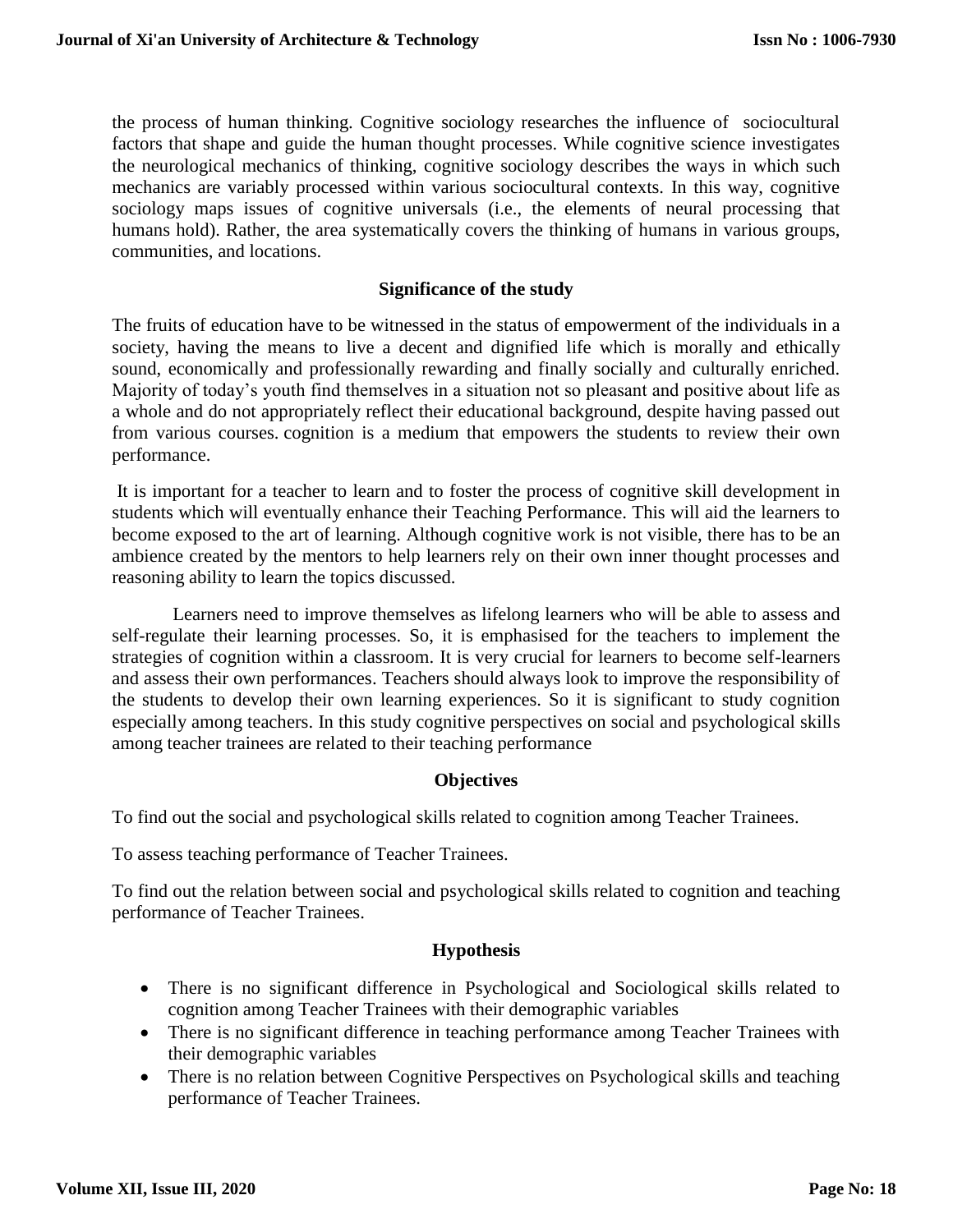the process of human thinking. Cognitive sociology researches the influence of sociocultural factors that shape and guide the human thought processes. While cognitive science investigates the neurological mechanics of thinking, cognitive sociology describes the ways in which such mechanics are variably processed within various sociocultural contexts. In this way, cognitive sociology maps issues of cognitive universals (i.e., the elements of neural processing that humans hold). Rather, the area systematically covers the thinking of humans in various groups, communities, and locations.

## Significance of the study

The fruits of education have to be witnessed in the status of empowerment of the individuals in a society, having the means to live a decent and dignified life which is morally and ethically sound, economically and professionally rewarding and finally socially and culturally enriched. Majority of today's youth find themselves in a situation not so pleasant and positive about life as a whole and do not appropriately reflect their educational background, despite having passed out from various courses. cognition is a medium that empowers the students to review their own performance.

It is important for a teacher to learn and to foster the process of cognitive skill development in students which will eventually enhance their Teaching Performance. This will aid the learners to become exposed to the art of learning. Although cognitive work is not visible, there has to be an ambience created by the mentors to help learners rely on their own inner thought processes and reasoning ability to learn the topics discussed.

Learners need to improve themselves as lifelong learners who will be able to assess and self-regulate their learning processes. So, it is emphasised for the teachers to implement the strategies of cognition within a classroom. It is very crucial for learners to become self-learners and assess their own performances. Teachers should always look to improve the responsibility of the students to develop their own learning experiences. So it is significant to study cognition especially among teachers. In this study cognitive perspectives on social and psychological skills among teacher trainees are related to their teaching performance

## Objectives

To find out the social and psychological skills related to cognition among Teacher Trainees.

To assess teaching performance of Teacher Trainees.

To find out the relation between social and psychological skills related to cognition and teaching performance of Teacher Trainees.

## Hypothesis

- There is no significant difference in Psychological and Sociological skills related to cognition among Teacher Trainees with their demographic variables
- There is no significant difference in teaching performance among Teacher Trainees with their demographic variables
- There is no relation between Cognitive Perspectives on Psychological skills and teaching performance of Teacher Trainees.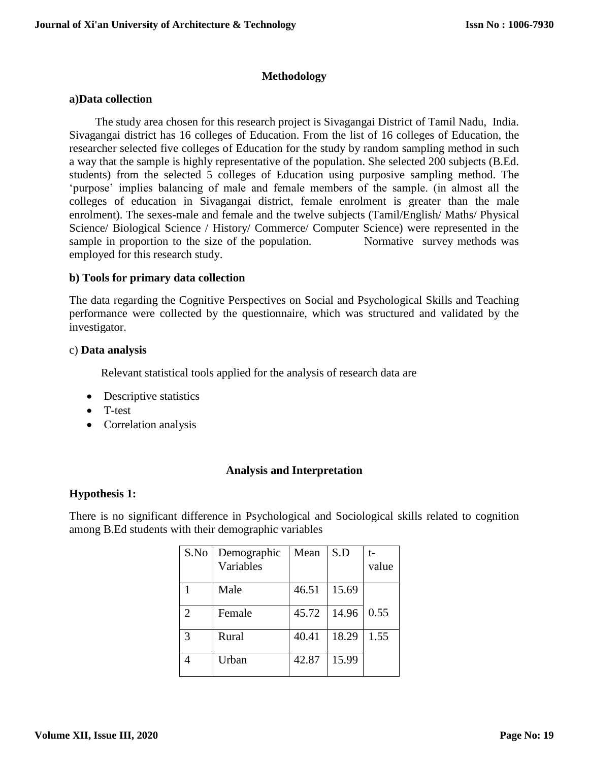## Methodology

### a)Data collection

The study area chosen for this research project is Sivagangai District of Tamil Nadu, India. Sivagangai district has 16 colleges of Education. From the list of 16 colleges of Education, the researcher selected five colleges of Education for the study by random sampling method in such a way that the sample is highly representative of the population. She selected 200 subjects (B.Ed. students) from the selected 5 colleges of Education using purposive sampling method. The 'purpose' implies balancing of male and female members of the sample. (in almost all the colleges of education in Sivagangai district, female enrolment is greater than the male enrolment). The sexes-male and female and the twelve subjects (Tamil/English/ Maths/ Physical Science/ Biological Science / History/ Commerce/ Computer Science) were represented in the sample in proportion to the size of the population. Normative survey methods was employed for this research study.

### b) Tools for primary data collection

The data regarding the Cognitive Perspectives on Social and Psychological Skills and Teaching performance were collected by the questionnaire, which was structured and validated by the investigator.

### c) Data analysis

Relevant statistical tools applied for the analysis of research data are

- Descriptive statistics
- T-test
- Correlation analysis

## Analysis and Interpretation

### Hypothesis 1:

There is no significant difference in Psychological and Sociological skills related to cognition among B.Ed students with their demographic variables

| S.No | Demographic Variables | Mean | S.D | t-value |
|---|---|---|---|---|
| 1 | Male | 46.51 | 15.69 | 0.55 |
| 2 | Female | 45.72 | 14.96 | |
| 3 | Rural | 40.41 | 18.29 | 1.55 |
| 4 | Urban | 42.87 | 15.99 | |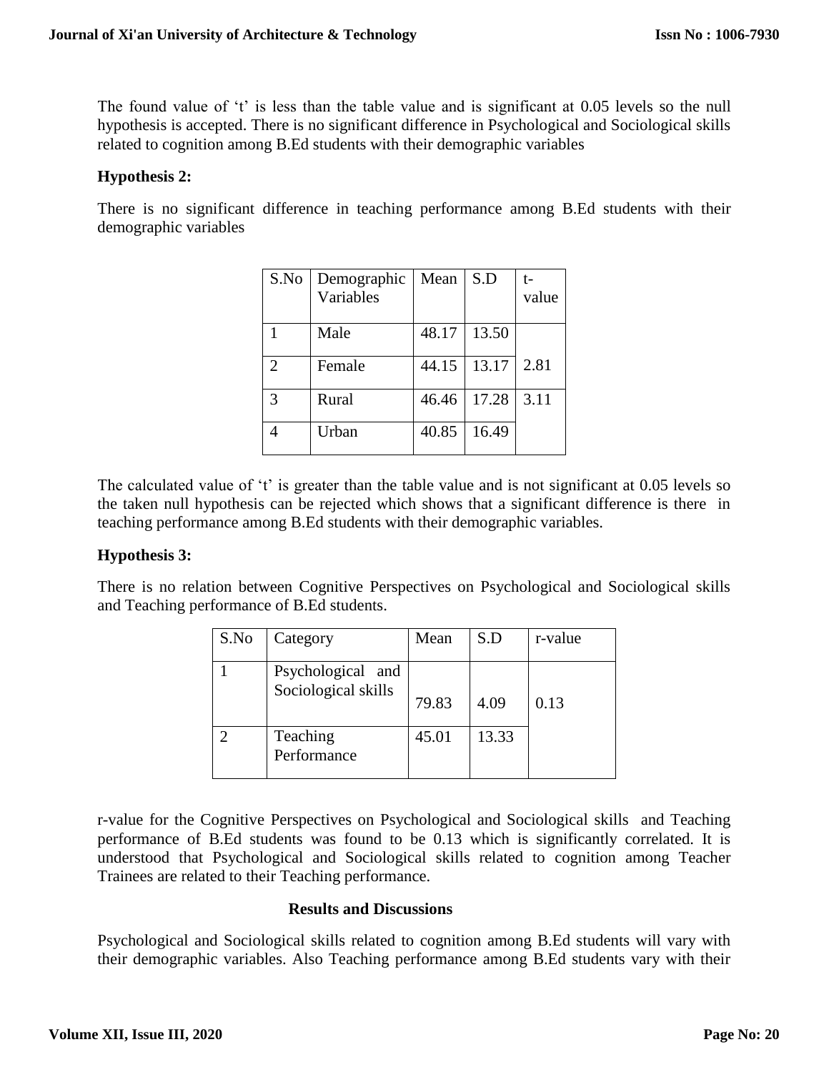The found value of 't' is less than the table value and is significant at 0.05 levels so the null hypothesis is accepted. There is no significant difference in Psychological and Sociological skills related to cognition among B.Ed students with their demographic variables

**Hypothesis 2:**

There is no significant difference in teaching performance among B.Ed students with their demographic variables

| S.No | Demographic Variables | Mean | S.D | t-value |
|---|---|---|---|---|
| 1 | Male | 48.17 | 13.50 | 2.81 |
| 2 | Female | 44.15 | 13.17 | |
| 3 | Rural | 46.46 | 17.28 | 3.11 |
| 4 | Urban | 40.85 | 16.49 | |

The calculated value of 't' is greater than the table value and is not significant at 0.05 levels so the taken null hypothesis can be rejected which shows that a significant difference is there in teaching performance among B.Ed students with their demographic variables.

**Hypothesis 3:**

There is no relation between Cognitive Perspectives on Psychological and Sociological skills and Teaching performance of B.Ed students.

| S.No | Category | Mean | S.D | r-value |
|---|---|---|---|---|
| 1 | Psychological and Sociological skills | 79.83 | 4.09 | 0.13 |
| 2 | Teaching Performance | 45.01 | 13.33 | |

r-value for the Cognitive Perspectives on Psychological and Sociological skills and Teaching performance of B.Ed students was found to be 0.13 which is significantly correlated. It is understood that Psychological and Sociological skills related to cognition among Teacher Trainees are related to their Teaching performance.

## Results and Discussions

Psychological and Sociological skills related to cognition among B.Ed students will vary with their demographic variables. Also Teaching performance among B.Ed students vary with their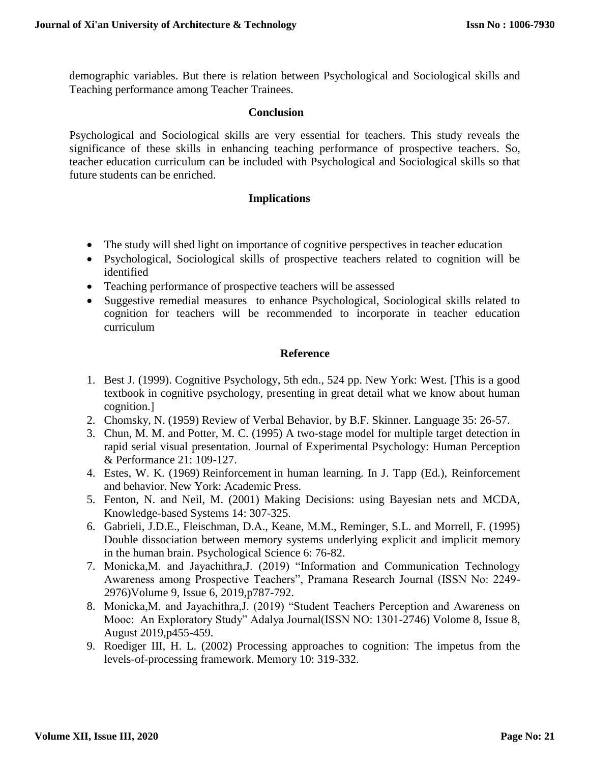demographic variables. But there is relation between Psychological and Sociological skills and Teaching performance among Teacher Trainees.

## Conclusion

Psychological and Sociological skills are very essential for teachers. This study reveals the significance of these skills in enhancing teaching performance of prospective teachers. So, teacher education curriculum can be included with Psychological and Sociological skills so that future students can be enriched.

## Implications

- The study will shed light on importance of cognitive perspectives in teacher education
- Psychological, Sociological skills of prospective teachers related to cognition will be identified
- Teaching performance of prospective teachers will be assessed
- Suggestive remedial measures to enhance Psychological, Sociological skills related to cognition for teachers will be recommended to incorporate in teacher education curriculum

## Reference

1. Best J. (1999). Cognitive Psychology, 5th edn., 524 pp. New York: West. [This is a good textbook in cognitive psychology, presenting in great detail what we know about human cognition.]
2. Chomsky, N. (1959) Review of Verbal Behavior, by B.F. Skinner. Language 35: 26-57.
3. Chun, M. M. and Potter, M. C. (1995) A two-stage model for multiple target detection in rapid serial visual presentation. Journal of Experimental Psychology: Human Perception & Performance 21: 109-127.
4. Estes, W. K. (1969) Reinforcement in human learning. In J. Tapp (Ed.), Reinforcement and behavior. New York: Academic Press.
5. Fenton, N. and Neil, M. (2001) Making Decisions: using Bayesian nets and MCDA, Knowledge-based Systems 14: 307-325.
6. Gabrieli, J.D.E., Fleischman, D.A., Keane, M.M., Reminger, S.L. and Morrell, F. (1995) Double dissociation between memory systems underlying explicit and implicit memory in the human brain. Psychological Science 6: 76-82.
7. Monicka,M. and Jayachithra,J. (2019) "Information and Communication Technology Awareness among Prospective Teachers", Pramana Research Journal (ISSN No: 2249-2976)Volume 9, Issue 6, 2019,p787-792.
8. Monicka,M. and Jayachithra,J. (2019) "Student Teachers Perception and Awareness on Mooc: An Exploratory Study" Adalya Journal(ISSN NO: 1301-2746) Volome 8, Issue 8, August 2019,p455-459.
9. Roediger III, H. L. (2002) Processing approaches to cognition: The impetus from the levels-of-processing framework. Memory 10: 319-332.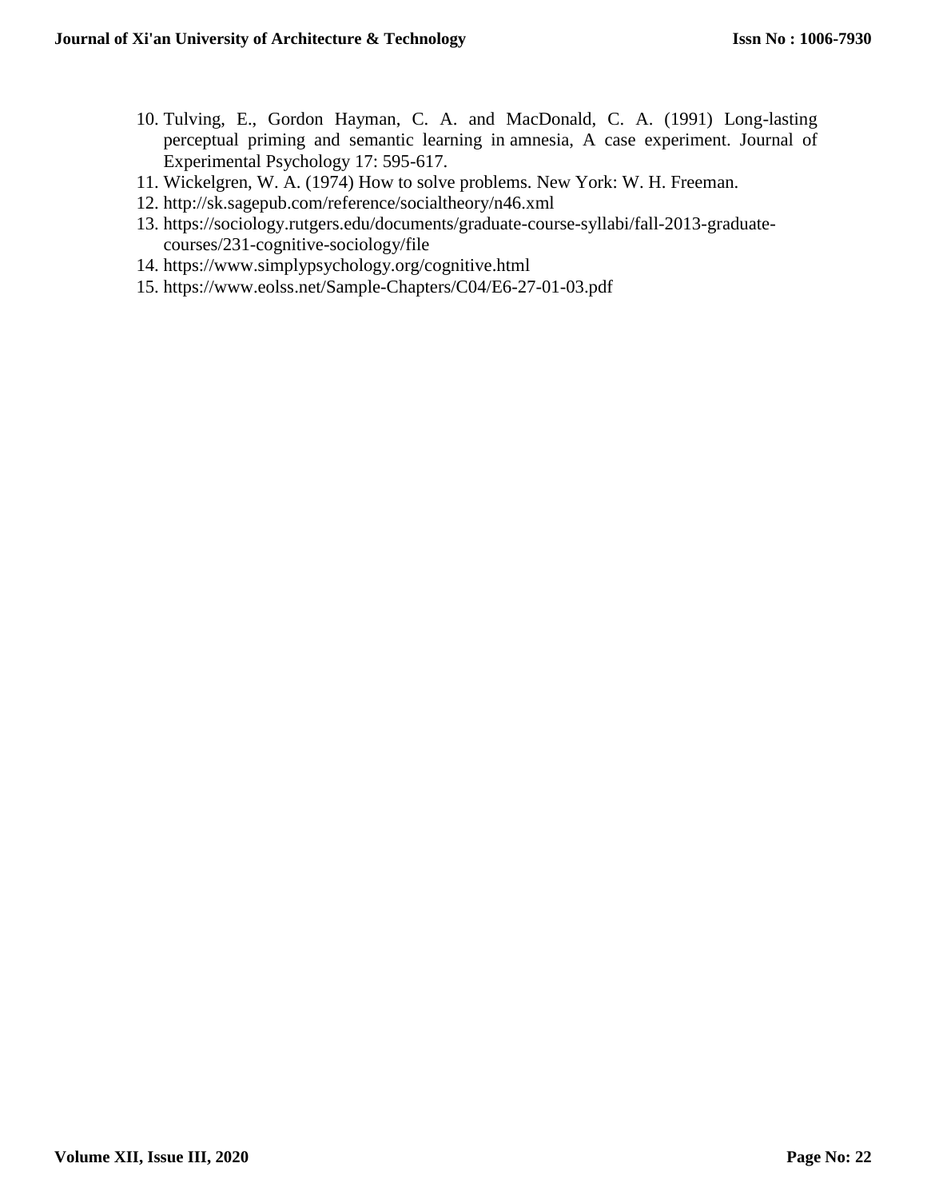10. Tulving, E., Gordon Hayman, C. A. and MacDonald, C. A. (1991) Long-lasting perceptual priming and semantic learning in amnesia, A case experiment. Journal of Experimental Psychology 17: 595-617.
11. Wickelgren, W. A. (1974) How to solve problems. New York: W. H. Freeman.
12. http://sk.sagepub.com/reference/socialtheory/n46.xml
13. https://sociology.rutgers.edu/documents/graduate-course-syllabi/fall-2013-graduate-courses/231-cognitive-sociology/file
14. https://www.simplypsychology.org/cognitive.html
15. https://www.eolss.net/Sample-Chapters/C04/E6-27-01-03.pdf